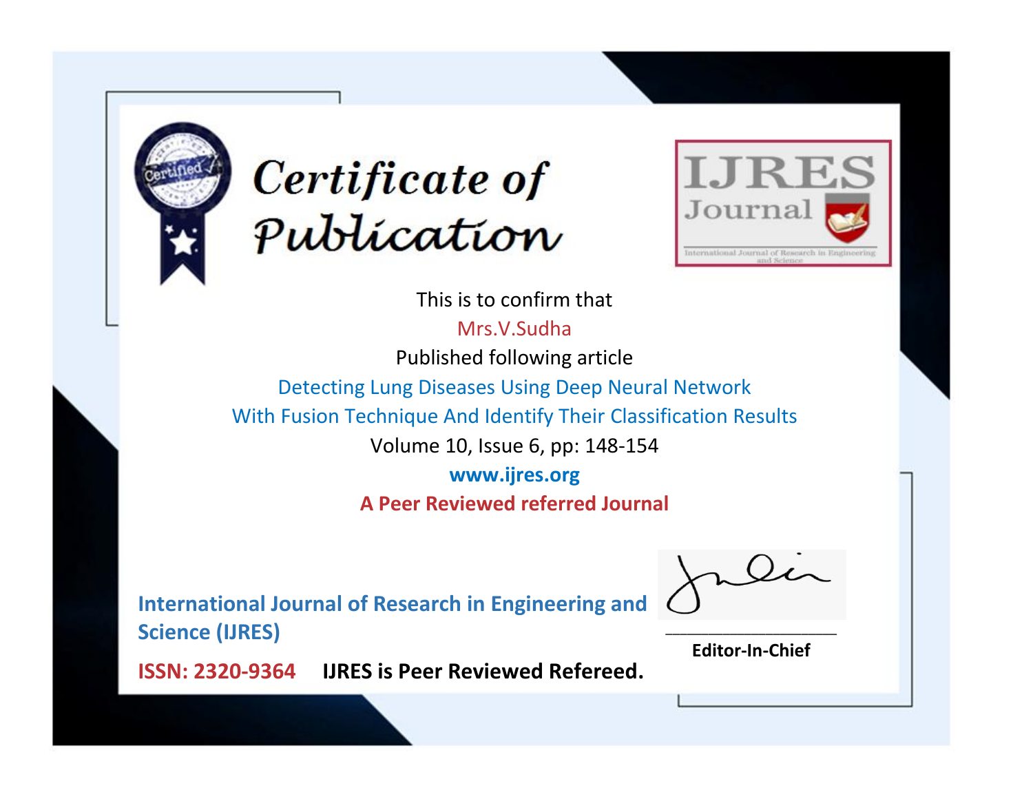# Certificate of Publication

**IJRES Journal**

International Journal of Research in Engineering and Science

This is to confirm that

Mrs.V.Sudha

Published following article

Detecting Lung Diseases Using Deep Neural Network With Fusion Technique And Identify Their Classification Results

Volume 10, Issue 6, pp: 148-154

**www.ijres.org**

**A Peer Reviewed referred Journal**

**International Journal of Research in Engineering and Science (IJRES)**

**ISSN: 2320-9364** **IJRES is Peer Reviewed Refereed.**

**Editor-In-Chief**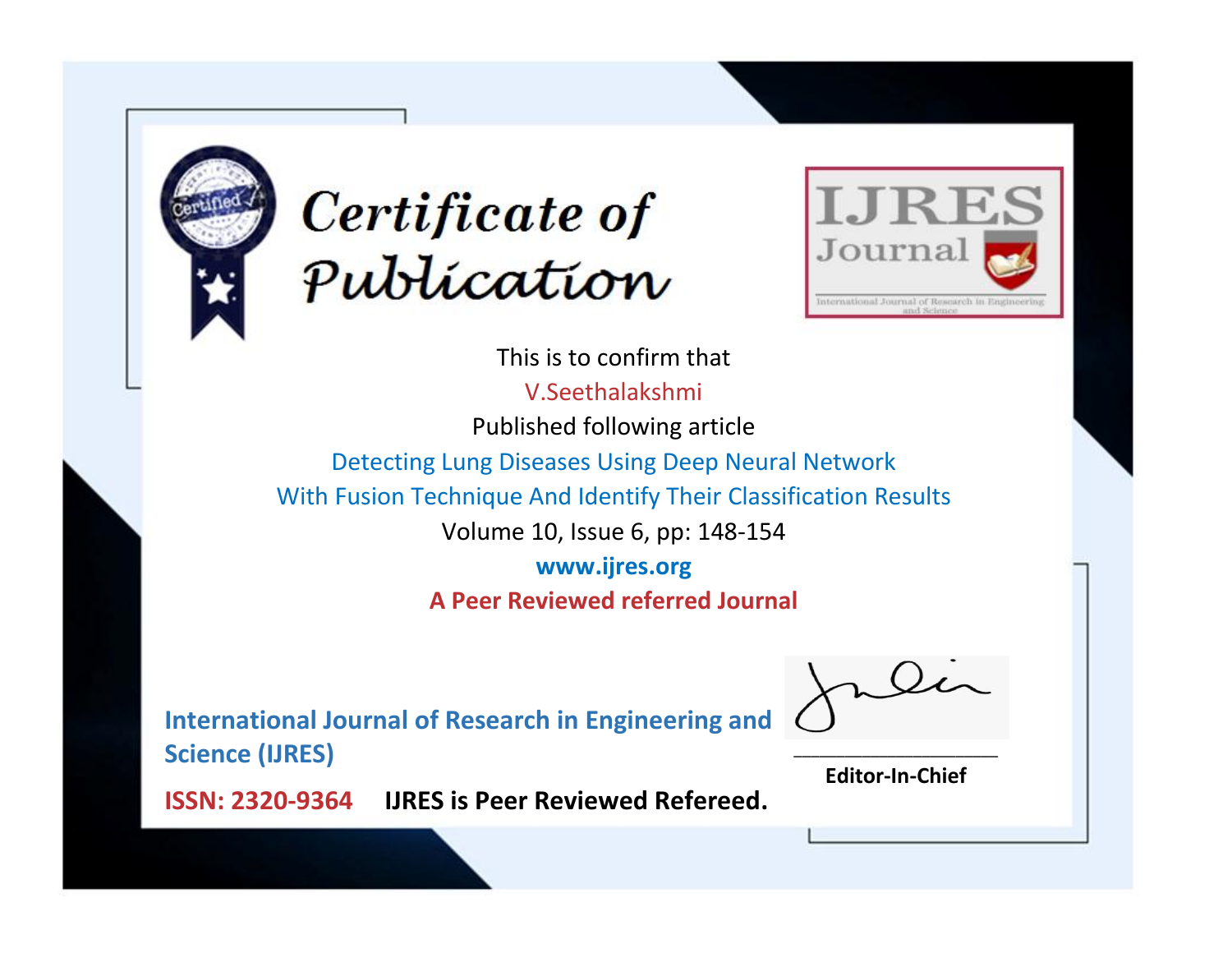# Certificate of Publication

IJRES Journal

International Journal of Research in Engineering and Science

This is to confirm that

V.Seethalakshmi

Published following article

Detecting Lung Diseases Using Deep Neural Network With Fusion Technique And Identify Their Classification Results

Volume 10, Issue 6, pp: 148-154

**www.ijres.org**

**A Peer Reviewed referred Journal**

**International Journal of Research in Engineering and Science (IJRES)**

**ISSN: 2320-9364** **IJRES is Peer Reviewed Refereed.**

**Editor-In-Chief**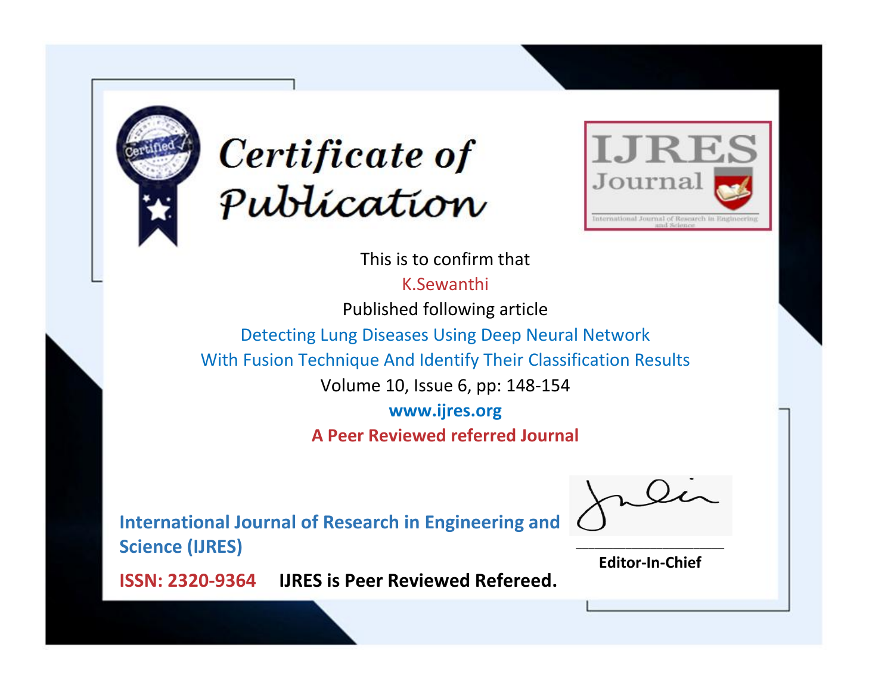# Certificate of Publication

IJRES Journal

International Journal of Research in Engineering and Science

This is to confirm that

K.Sewanthi

Published following article

Detecting Lung Diseases Using Deep Neural Network With Fusion Technique And Identify Their Classification Results

Volume 10, Issue 6, pp: 148-154

**www.ijres.org**

**A Peer Reviewed referred Journal**

**International Journal of Research in Engineering and Science (IJRES)**

**ISSN: 2320-9364** **IJRES is Peer Reviewed Refereed.**

**Editor-In-Chief**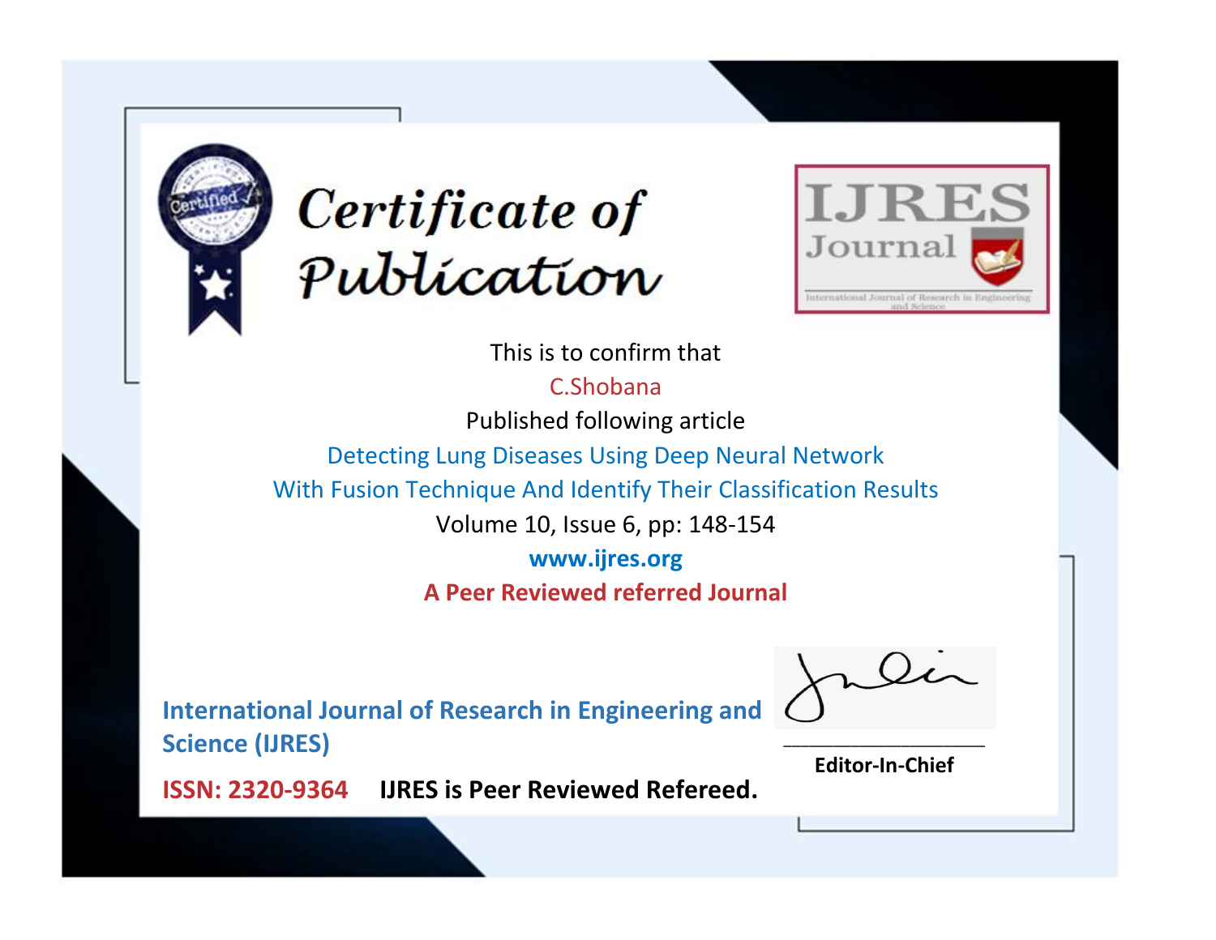# Certificate of Publication

IJRES Journal

International Journal of Research in Engineering and Science

This is to confirm that

C.Shobana

Published following article

Detecting Lung Diseases Using Deep Neural Network With Fusion Technique And Identify Their Classification Results

Volume 10, Issue 6, pp: 148-154

**www.ijres.org**

**A Peer Reviewed referred Journal**

**International Journal of Research in Engineering and Science (IJRES)**

**ISSN: 2320-9364** **IJRES is Peer Reviewed Refereed.**

**Editor-In-Chief**